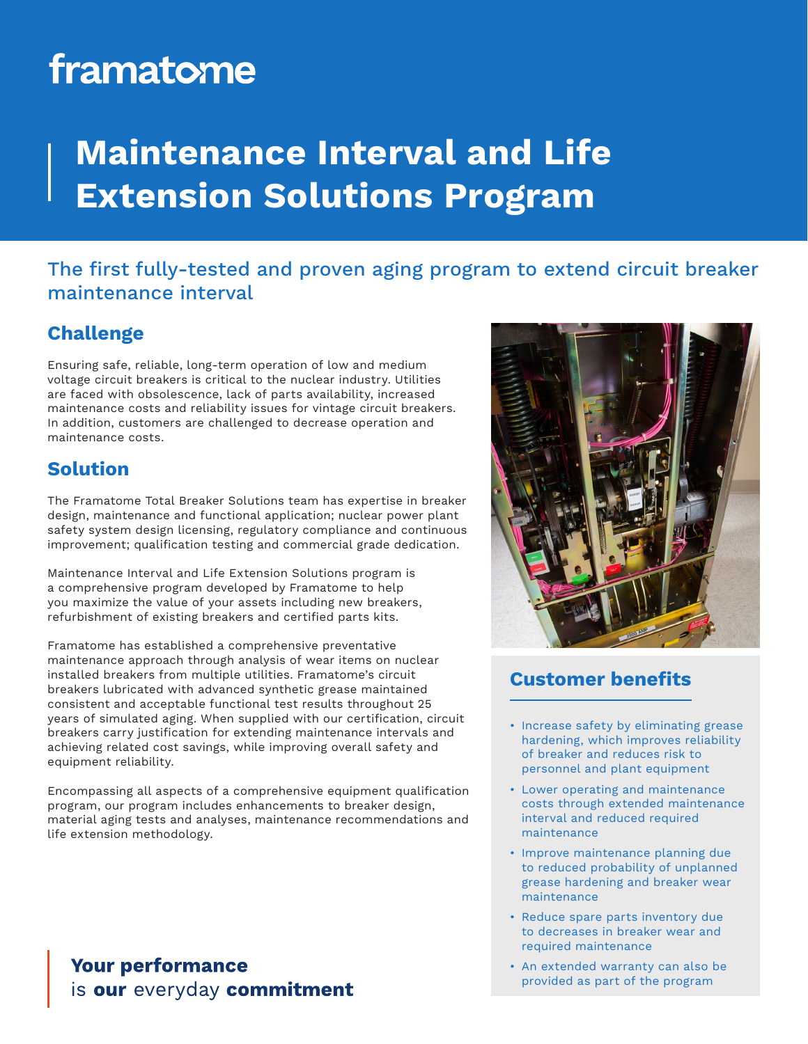framatome

# Maintenance Interval and Life Extension Solutions Program

## The first fully-tested and proven aging program to extend circuit breaker maintenance interval

### Challenge

Ensuring safe, reliable, long-term operation of low and medium voltage circuit breakers is critical to the nuclear industry. Utilities are faced with obsolescence, lack of parts availability, increased maintenance costs and reliability issues for vintage circuit breakers. In addition, customers are challenged to decrease operation and maintenance costs.

### Solution

The Framatome Total Breaker Solutions team has expertise in breaker design, maintenance and functional application; nuclear power plant safety system design licensing, regulatory compliance and continuous improvement; qualification testing and commercial grade dedication.

Maintenance Interval and Life Extension Solutions program is a comprehensive program developed by Framatome to help you maximize the value of your assets including new breakers, refurbishment of existing breakers and certified parts kits.

Framatome has established a comprehensive preventative maintenance approach through analysis of wear items on nuclear installed breakers from multiple utilities. Framatome's circuit breakers lubricated with advanced synthetic grease maintained consistent and acceptable functional test results throughout 25 years of simulated aging. When supplied with our certification, circuit breakers carry justification for extending maintenance intervals and achieving related cost savings, while improving overall safety and equipment reliability.

Encompassing all aspects of a comprehensive equipment qualification program, our program includes enhancements to breaker design, material aging tests and analyses, maintenance recommendations and life extension methodology.

### Customer benefits

- Increase safety by eliminating grease hardening, which improves reliability of breaker and reduces risk to personnel and plant equipment
- Lower operating and maintenance costs through extended maintenance interval and reduced required maintenance
- Improve maintenance planning due to reduced probability of unplanned grease hardening and breaker wear maintenance
- Reduce spare parts inventory due to decreases in breaker wear and required maintenance
- An extended warranty can also be provided as part of the program

**Your performance** is **our** everyday **commitment**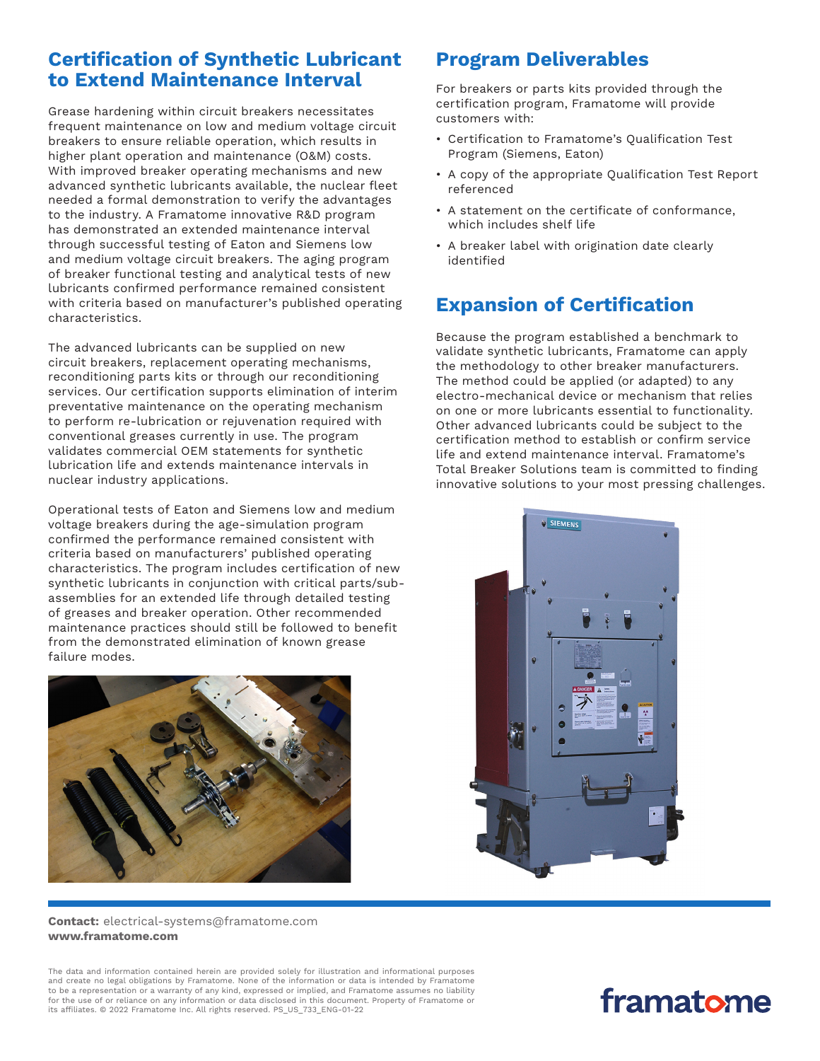## Certification of Synthetic Lubricant to Extend Maintenance Interval

Grease hardening within circuit breakers necessitates frequent maintenance on low and medium voltage circuit breakers to ensure reliable operation, which results in higher plant operation and maintenance (O&M) costs. With improved breaker operating mechanisms and new advanced synthetic lubricants available, the nuclear fleet needed a formal demonstration to verify the advantages to the industry. A Framatome innovative R&D program has demonstrated an extended maintenance interval through successful testing of Eaton and Siemens low and medium voltage circuit breakers. The aging program of breaker functional testing and analytical tests of new lubricants confirmed performance remained consistent with criteria based on manufacturer's published operating characteristics.

The advanced lubricants can be supplied on new circuit breakers, replacement operating mechanisms, reconditioning parts kits or through our reconditioning services. Our certification supports elimination of interim preventative maintenance on the operating mechanism to perform re-lubrication or rejuvenation required with conventional greases currently in use. The program validates commercial OEM statements for synthetic lubrication life and extends maintenance intervals in nuclear industry applications.

Operational tests of Eaton and Siemens low and medium voltage breakers during the age-simulation program confirmed the performance remained consistent with criteria based on manufacturers' published operating characteristics. The program includes certification of new synthetic lubricants in conjunction with critical parts/sub-assemblies for an extended life through detailed testing of greases and breaker operation. Other recommended maintenance practices should still be followed to benefit from the demonstrated elimination of known grease failure modes.

## Program Deliverables

For breakers or parts kits provided through the certification program, Framatome will provide customers with:

- Certification to Framatome's Qualification Test Program (Siemens, Eaton)
- A copy of the appropriate Qualification Test Report referenced
- A statement on the certificate of conformance, which includes shelf life
- A breaker label with origination date clearly identified

## Expansion of Certification

Because the program established a benchmark to validate synthetic lubricants, Framatome can apply the methodology to other breaker manufacturers. The method could be applied (or adapted) to any electro-mechanical device or mechanism that relies on one or more lubricants essential to functionality. Other advanced lubricants could be subject to the certification method to establish or confirm service life and extend maintenance interval. Framatome's Total Breaker Solutions team is committed to finding innovative solutions to your most pressing challenges.

**Contact:** electrical-systems@framatome.com
**www.framatome.com**

The data and information contained herein are provided solely for illustration and informational purposes and create no legal obligations by Framatome. None of the information or data is intended by Framatome to be a representation or a warranty of any kind, expressed or implied, and Framatome assumes no liability for the use of or reliance on any information or data disclosed in this document. Property of Framatome or its affiliates. © 2022 Framatome Inc. All rights reserved. PS_US_733_ENG-01-22